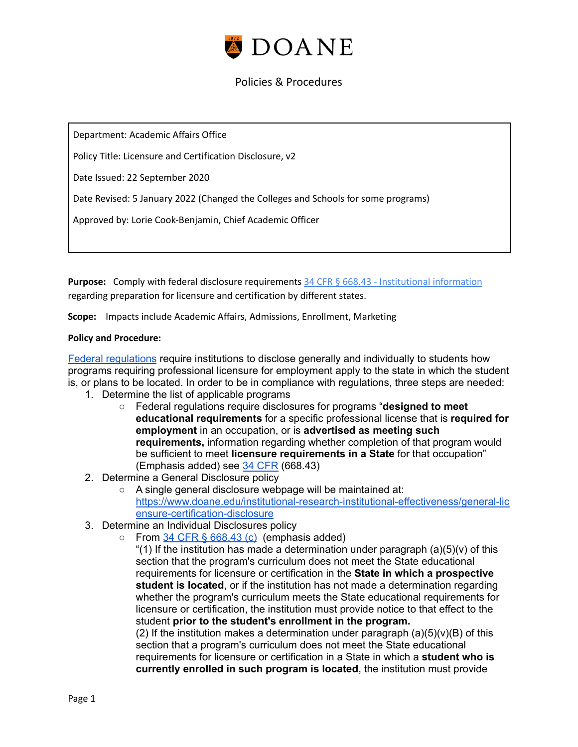# DOANE

Policies & Procedures

Department: Academic Affairs Office

Policy Title: Licensure and Certification Disclosure, v2

Date Issued: 22 September 2020

Date Revised: 5 January 2022 (Changed the Colleges and Schools for some programs)

Approved by: Lorie Cook-Benjamin, Chief Academic Officer

**Purpose:** Comply with federal disclosure requirements 34 CFR § 668.43 - Institutional information regarding preparation for licensure and certification by different states.

**Scope:** Impacts include Academic Affairs, Admissions, Enrollment, Marketing

**Policy and Procedure:**

Federal regulations require institutions to disclose generally and individually to students how programs requiring professional licensure for employment apply to the state in which the student is, or plans to be located. In order to be in compliance with regulations, three steps are needed:

1. Determine the list of applicable programs
   - Federal regulations require disclosures for programs "**designed to meet educational requirements** for a specific professional license that is **required for employment** in an occupation, or is **advertised as meeting such requirements,** information regarding whether completion of that program would be sufficient to meet **licensure requirements in a State** for that occupation" (Emphasis added) see 34 CFR (668.43)
2. Determine a General Disclosure policy
   - A single general disclosure webpage will be maintained at: https://www.doane.edu/institutional-research-institutional-effectiveness/general-licensure-certification-disclosure
3. Determine an Individual Disclosures policy
   - From 34 CFR § 668.43 (c) (emphasis added)
     "(1) If the institution has made a determination under paragraph (a)(5)(v) of this section that the program's curriculum does not meet the State educational requirements for licensure or certification in the **State in which a prospective student is located**, or if the institution has not made a determination regarding whether the program's curriculum meets the State educational requirements for licensure or certification, the institution must provide notice to that effect to the student **prior to the student's enrollment in the program.**
     (2) If the institution makes a determination under paragraph (a)(5)(v)(B) of this section that a program's curriculum does not meet the State educational requirements for licensure or certification in a State in which a **student who is currently enrolled in such program is located**, the institution must provide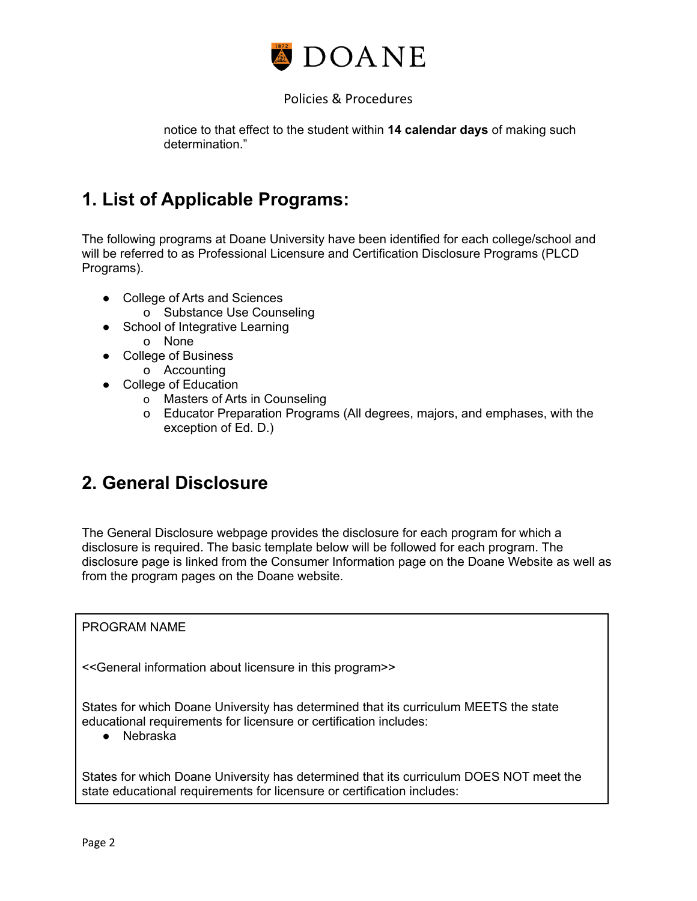notice to that effect to the student within **14 calendar days** of making such determination."

## 1. List of Applicable Programs:

The following programs at Doane University have been identified for each college/school and will be referred to as Professional Licensure and Certification Disclosure Programs (PLCD Programs).

- College of Arts and Sciences
  - Substance Use Counseling
- School of Integrative Learning
  - None
- College of Business
  - Accounting
- College of Education
  - Masters of Arts in Counseling
  - Educator Preparation Programs (All degrees, majors, and emphases, with the exception of Ed. D.)

## 2. General Disclosure

The General Disclosure webpage provides the disclosure for each program for which a disclosure is required. The basic template below will be followed for each program. The disclosure page is linked from the Consumer Information page on the Doane Website as well as from the program pages on the Doane website.

PROGRAM NAME

<<General information about licensure in this program>>

States for which Doane University has determined that its curriculum MEETS the state educational requirements for licensure or certification includes:

- Nebraska

States for which Doane University has determined that its curriculum DOES NOT meet the state educational requirements for licensure or certification includes: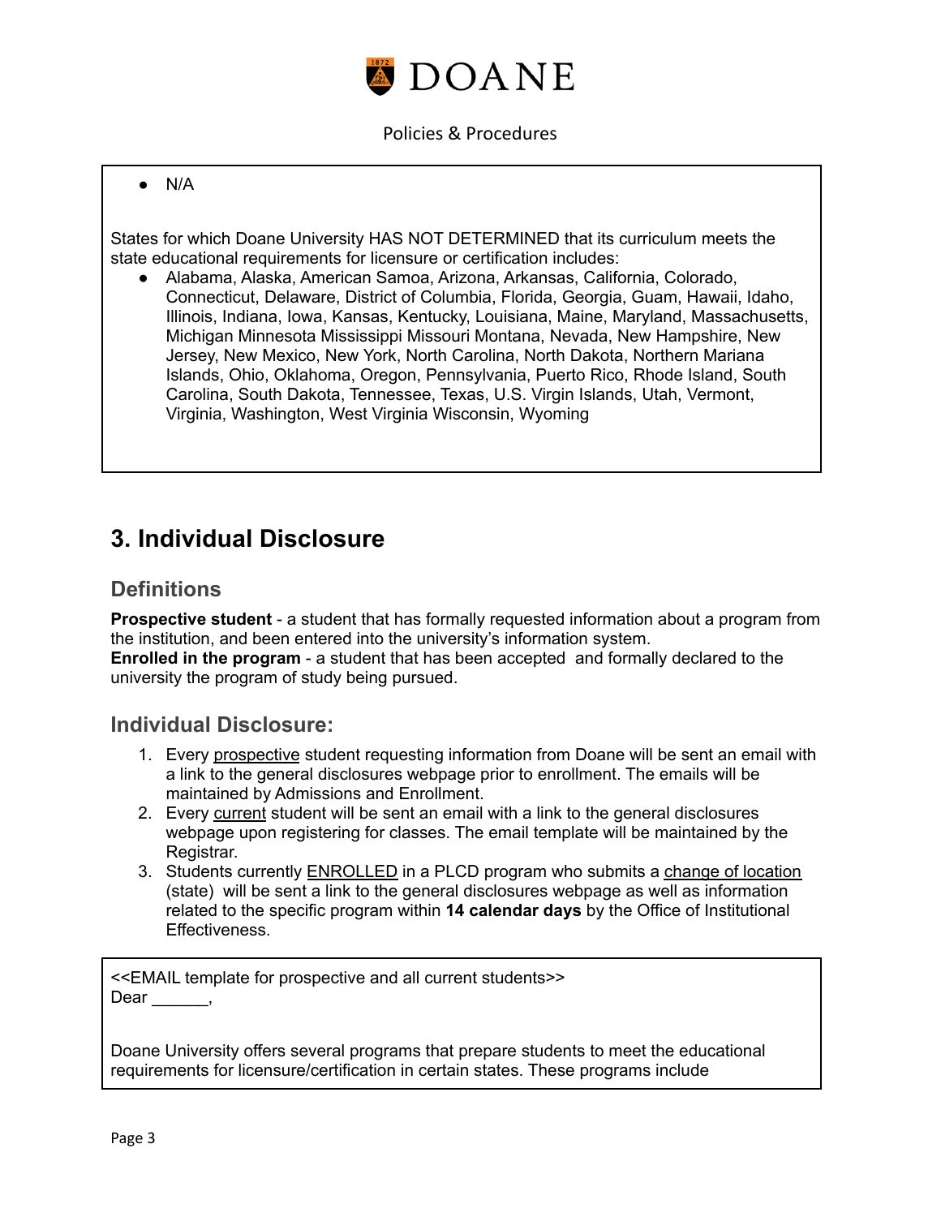- N/A

States for which Doane University HAS NOT DETERMINED that its curriculum meets the state educational requirements for licensure or certification includes:

- Alabama, Alaska, American Samoa, Arizona, Arkansas, California, Colorado, Connecticut, Delaware, District of Columbia, Florida, Georgia, Guam, Hawaii, Idaho, Illinois, Indiana, Iowa, Kansas, Kentucky, Louisiana, Maine, Maryland, Massachusetts, Michigan Minnesota Mississippi Missouri Montana, Nevada, New Hampshire, New Jersey, New Mexico, New York, North Carolina, North Dakota, Northern Mariana Islands, Ohio, Oklahoma, Oregon, Pennsylvania, Puerto Rico, Rhode Island, South Carolina, South Dakota, Tennessee, Texas, U.S. Virgin Islands, Utah, Vermont, Virginia, Washington, West Virginia Wisconsin, Wyoming

# 3. Individual Disclosure

## Definitions

**Prospective student** - a student that has formally requested information about a program from the institution, and been entered into the university's information system.
**Enrolled in the program** - a student that has been accepted and formally declared to the university the program of study being pursued.

## Individual Disclosure:

1. Every prospective student requesting information from Doane will be sent an email with a link to the general disclosures webpage prior to enrollment. The emails will be maintained by Admissions and Enrollment.
2. Every current student will be sent an email with a link to the general disclosures webpage upon registering for classes. The email template will be maintained by the Registrar.
3. Students currently ENROLLED in a PLCD program who submits a change of location (state) will be sent a link to the general disclosures webpage as well as information related to the specific program within **14 calendar days** by the Office of Institutional Effectiveness.

<<EMAIL template for prospective and all current students>>
Dear ______,

Doane University offers several programs that prepare students to meet the educational requirements for licensure/certification in certain states. These programs include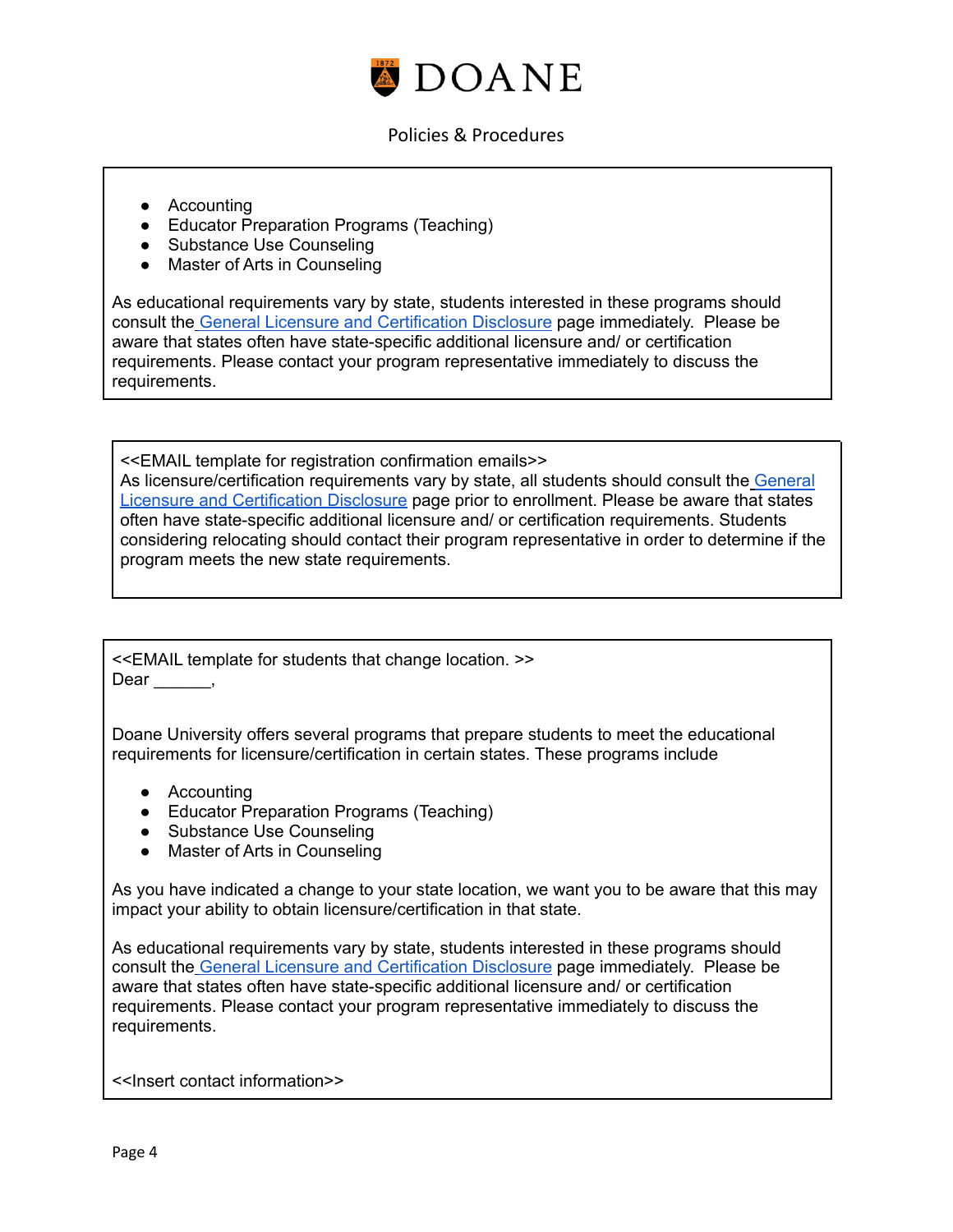- Accounting
- Educator Preparation Programs (Teaching)
- Substance Use Counseling
- Master of Arts in Counseling

As educational requirements vary by state, students interested in these programs should consult the [General Licensure and Certification Disclosure]() page immediately. Please be aware that states often have state-specific additional licensure and/ or certification requirements. Please contact your program representative immediately to discuss the requirements.

<<EMAIL template for registration confirmation emails>>
As licensure/certification requirements vary by state, all students should consult the [General Licensure and Certification Disclosure]() page prior to enrollment. Please be aware that states often have state-specific additional licensure and/ or certification requirements. Students considering relocating should contact their program representative in order to determine if the program meets the new state requirements.

<<EMAIL template for students that change location. >>
Dear ______,

Doane University offers several programs that prepare students to meet the educational requirements for licensure/certification in certain states. These programs include

- Accounting
- Educator Preparation Programs (Teaching)
- Substance Use Counseling
- Master of Arts in Counseling

As you have indicated a change to your state location, we want you to be aware that this may impact your ability to obtain licensure/certification in that state.

As educational requirements vary by state, students interested in these programs should consult the [General Licensure and Certification Disclosure]() page immediately. Please be aware that states often have state-specific additional licensure and/ or certification requirements. Please contact your program representative immediately to discuss the requirements.

<<Insert contact information>>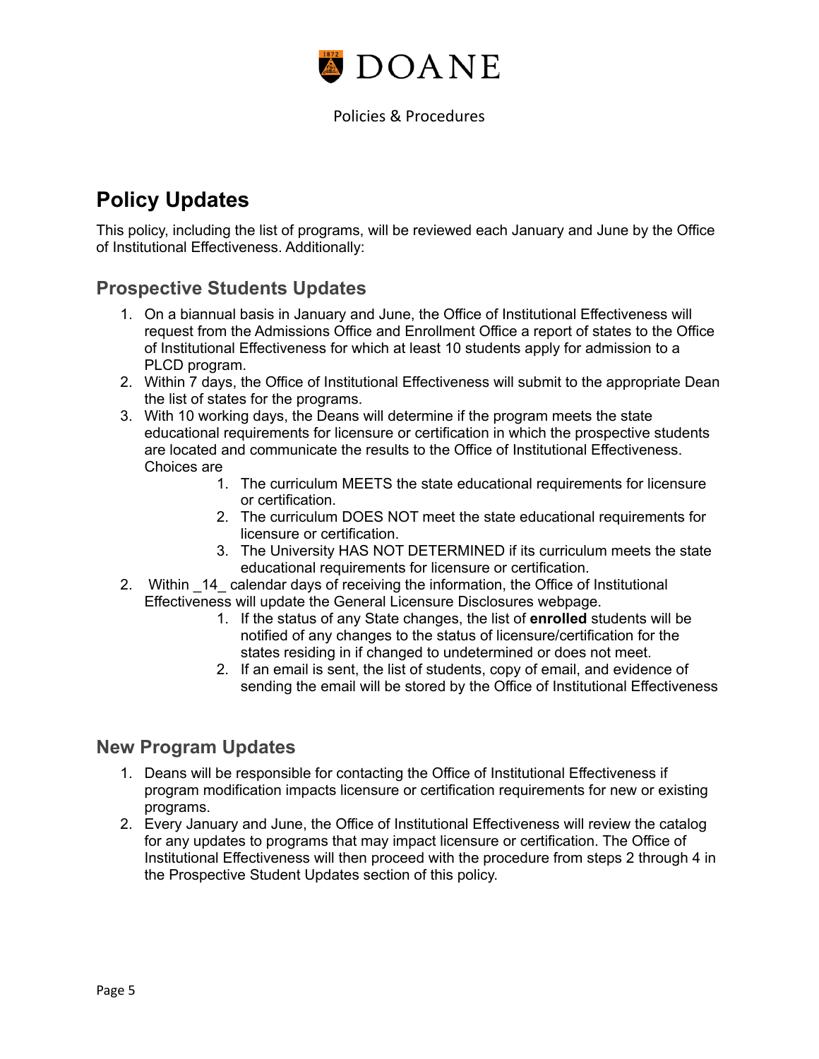## Policy Updates

This policy, including the list of programs, will be reviewed each January and June by the Office of Institutional Effectiveness. Additionally:

### Prospective Students Updates

1. On a biannual basis in January and June, the Office of Institutional Effectiveness will request from the Admissions Office and Enrollment Office a report of states to the Office of Institutional Effectiveness for which at least 10 students apply for admission to a PLCD program.
2. Within 7 days, the Office of Institutional Effectiveness will submit to the appropriate Dean the list of states for the programs.
3. With 10 working days, the Deans will determine if the program meets the state educational requirements for licensure or certification in which the prospective students are located and communicate the results to the Office of Institutional Effectiveness. Choices are
    1. The curriculum MEETS the state educational requirements for licensure or certification.
    2. The curriculum DOES NOT meet the state educational requirements for licensure or certification.
    3. The University HAS NOT DETERMINED if its curriculum meets the state educational requirements for licensure or certification.
2. Within _14_ calendar days of receiving the information, the Office of Institutional Effectiveness will update the General Licensure Disclosures webpage.
    1. If the status of any State changes, the list of **enrolled** students will be notified of any changes to the status of licensure/certification for the states residing in if changed to undetermined or does not meet.
    2. If an email is sent, the list of students, copy of email, and evidence of sending the email will be stored by the Office of Institutional Effectiveness

### New Program Updates

1. Deans will be responsible for contacting the Office of Institutional Effectiveness if program modification impacts licensure or certification requirements for new or existing programs.
2. Every January and June, the Office of Institutional Effectiveness will review the catalog for any updates to programs that may impact licensure or certification. The Office of Institutional Effectiveness will then proceed with the procedure from steps 2 through 4 in the Prospective Student Updates section of this policy.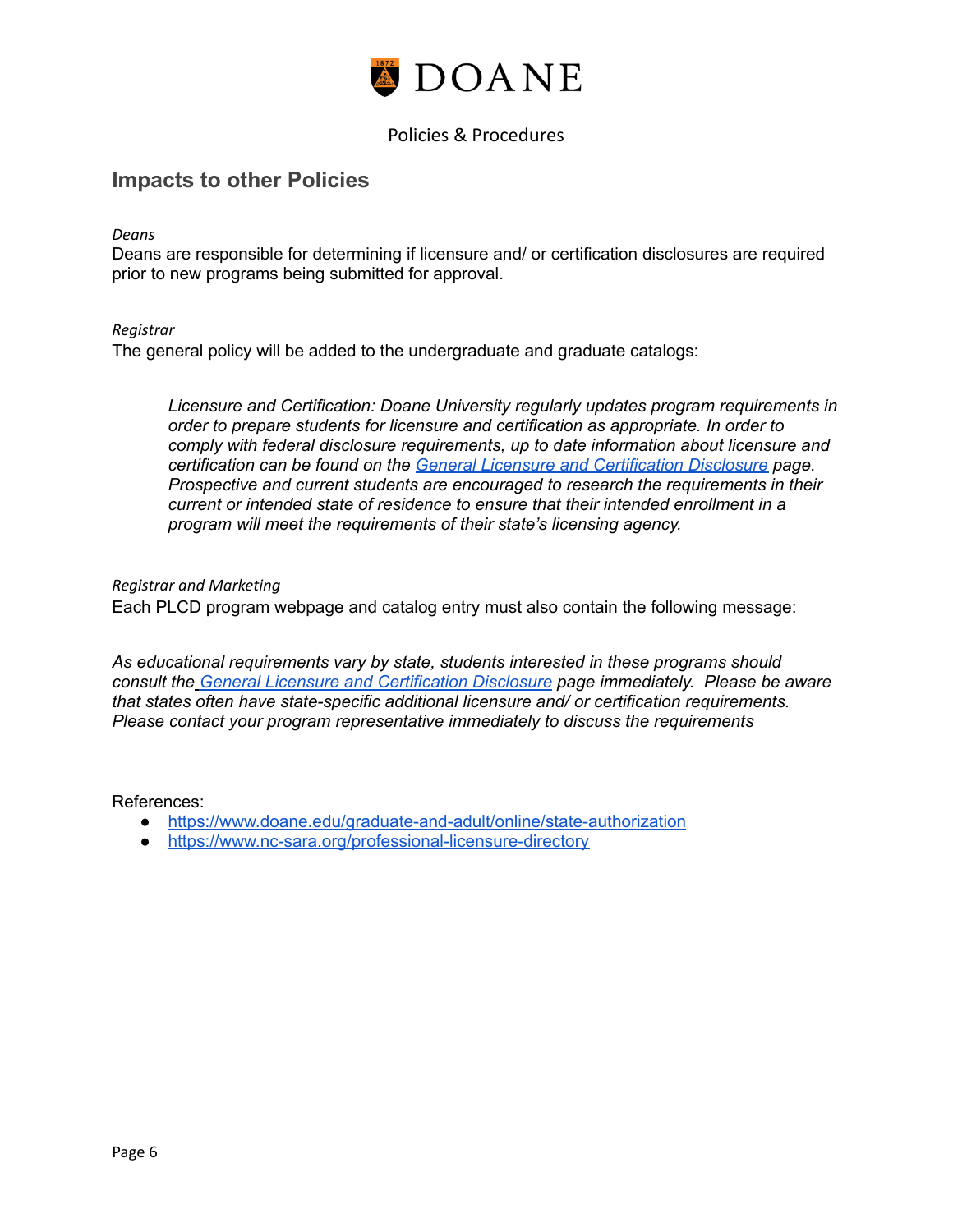## Impacts to other Policies

*Deans*

Deans are responsible for determining if licensure and/ or certification disclosures are required prior to new programs being submitted for approval.

*Registrar*

The general policy will be added to the undergraduate and graduate catalogs:

> *Licensure and Certification: Doane University regularly updates program requirements in order to prepare students for licensure and certification as appropriate. In order to comply with federal disclosure requirements, up to date information about licensure and certification can be found on the [General Licensure and Certification Disclosure](#) page. Prospective and current students are encouraged to research the requirements in their current or intended state of residence to ensure that their intended enrollment in a program will meet the requirements of their state's licensing agency.*

*Registrar and Marketing*

Each PLCD program webpage and catalog entry must also contain the following message:

*As educational requirements vary by state, students interested in these programs should consult the [General Licensure and Certification Disclosure](#) page immediately. Please be aware that states often have state-specific additional licensure and/ or certification requirements. Please contact your program representative immediately to discuss the requirements*

References:

- https://www.doane.edu/graduate-and-adult/online/state-authorization
- https://www.nc-sara.org/professional-licensure-directory